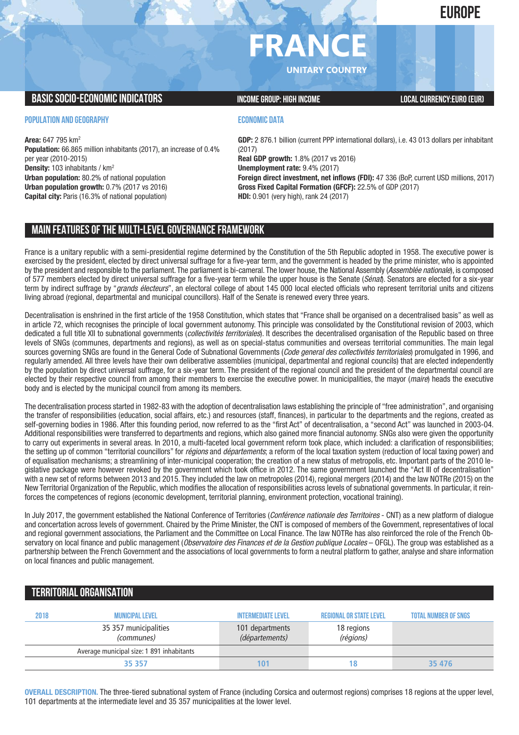EUROPE

# FRANCE

UNITARY COUNTRY

## BASIC SOCIO-ECONOMIC INDICATORS

INCOME GROUP: HIGH INCOME

LOCAL CURRENCY: EURO (EUR)

### POPULATION AND GEOGRAPHY

**Area:** 647 795 km$^2$
**Population:** 66.865 million inhabitants (2017), an increase of 0.4% per year (2010-2015)
**Density:** 103 inhabitants / km$^2$
**Urban population:** 80.2% of national population
**Urban population growth:** 0.7% (2017 vs 2016)
**Capital city:** Paris (16.3% of national population)

### ECONOMIC DATA

**GDP:** 2 876.1 billion (current PPP international dollars), i.e. 43 013 dollars per inhabitant (2017)
**Real GDP growth:** 1.8% (2017 vs 2016)
**Unemployment rate:** 9.4% (2017)
**Foreign direct investment, net inflows (FDI):** 47 336 (BoP, current USD millions, 2017)
**Gross Fixed Capital Formation (GFCF):** 22.5% of GDP (2017)
**HDI:** 0.901 (very high), rank 24 (2017)

## MAIN FEATURES OF THE MULTI-LEVEL GOVERNANCE FRAMEWORK

France is a unitary republic with a semi-presidential regime determined by the Constitution of the 5th Republic adopted in 1958. The executive power is exercised by the president, elected by direct universal suffrage for a five-year term, and the government is headed by the prime minister, who is appointed by the president and responsible to the parliament. The parliament is bi-cameral. The lower house, the National Assembly (*Assemblée nationale*), is composed of 577 members elected by direct universal suffrage for a five-year term while the upper house is the Senate (*Sénat*). Senators are elected for a six-year term by indirect suffrage by "*grands électeurs*", an electoral college of about 145 000 local elected officials who represent territorial units and citizens living abroad (regional, departmental and municipal councillors). Half of the Senate is renewed every three years.

Decentralisation is enshrined in the first article of the 1958 Constitution, which states that "France shall be organised on a decentralised basis" as well as in article 72, which recognises the principle of local government autonomy. This principle was consolidated by the Constitutional revision of 2003, which dedicated a full title XII to subnational governments (*collectivités territoriales*). It describes the decentralised organisation of the Republic based on three levels of SNGs (communes, departments and regions), as well as on special-status communities and overseas territorial communities. The main legal sources governing SNGs are found in the General Code of Subnational Governments (*Code general des collectivités territoriales*) promulgated in 1996, and regularly amended. All three levels have their own deliberative assemblies (municipal, departmental and regional councils) that are elected independently by the population by direct universal suffrage, for a six-year term. The president of the regional council and the president of the departmental council are elected by their respective council from among their members to exercise the executive power. In municipalities, the mayor (*maire*) heads the executive body and is elected by the municipal council from among its members.

The decentralisation process started in 1982-83 with the adoption of decentralisation laws establishing the principle of "free administration", and organising the transfer of responsibilities (education, social affairs, etc.) and resources (staff, finances), in particular to the departments and the regions, created as self-governing bodies in 1986. After this founding period, now referred to as the "first Act" of decentralisation, a "second Act" was launched in 2003-04. Additional responsibilities were transferred to departments and regions, which also gained more financial autonomy. SNGs also were given the opportunity to carry out experiments in several areas. In 2010, a multi-faceted local government reform took place, which included: a clarification of responsibilities; the setting up of common "territorial councillors" for *régions* and *départements*; a reform of the local taxation system (reduction of local taxing power) and of equalisation mechanisms; a streamlining of inter-municipal cooperation; the creation of a new status of metropolis, etc. Important parts of the 2010 legislative package were however revoked by the government which took office in 2012. The same government launched the "Act III of decentralisation" with a new set of reforms between 2013 and 2015. They included the law on metropoles (2014), regional mergers (2014) and the law NOTRe (2015) on the New Territorial Organization of the Republic, which modifies the allocation of responsibilities across levels of subnational governments. In particular, it reinforces the competences of regions (economic development, territorial planning, environment protection, vocational training).

In July 2017, the government established the National Conference of Territories (*Conférence nationale des Territoires* - CNT) as a new platform of dialogue and concertation across levels of government. Chaired by the Prime Minister, the CNT is composed of members of the Government, representatives of local and regional government associations, the Parliament and the Committee on Local Finance. The law NOTRe has also reinforced the role of the French Observatory on local finance and public management (*Observatoire des Finances et de la Gestion publique Locales* – OFGL). The group was established as a partnership between the French Government and the associations of local governments to form a neutral platform to gather, analyse and share information on local finances and public management.

## TERRITORIAL ORGANISATION

| 2018 | MUNICIPAL LEVEL | INTERMEDIATE LEVEL | REGIONAL OR STATE LEVEL | TOTAL NUMBER OF SNGS |
|---|---|---|---|---|
| | 35 357 municipalities (*communes*) | 101 departments (*départements*) | 18 regions (*régions*) | |
| | Average municipal size: 1 891 inhabitants | | | |
| | 35 357 | 101 | 18 | 35 476 |

**OVERALL DESCRIPTION.** The three-tiered subnational system of France (including Corsica and outermost regions) comprises 18 regions at the upper level, 101 departments at the intermediate level and 35 357 municipalities at the lower level.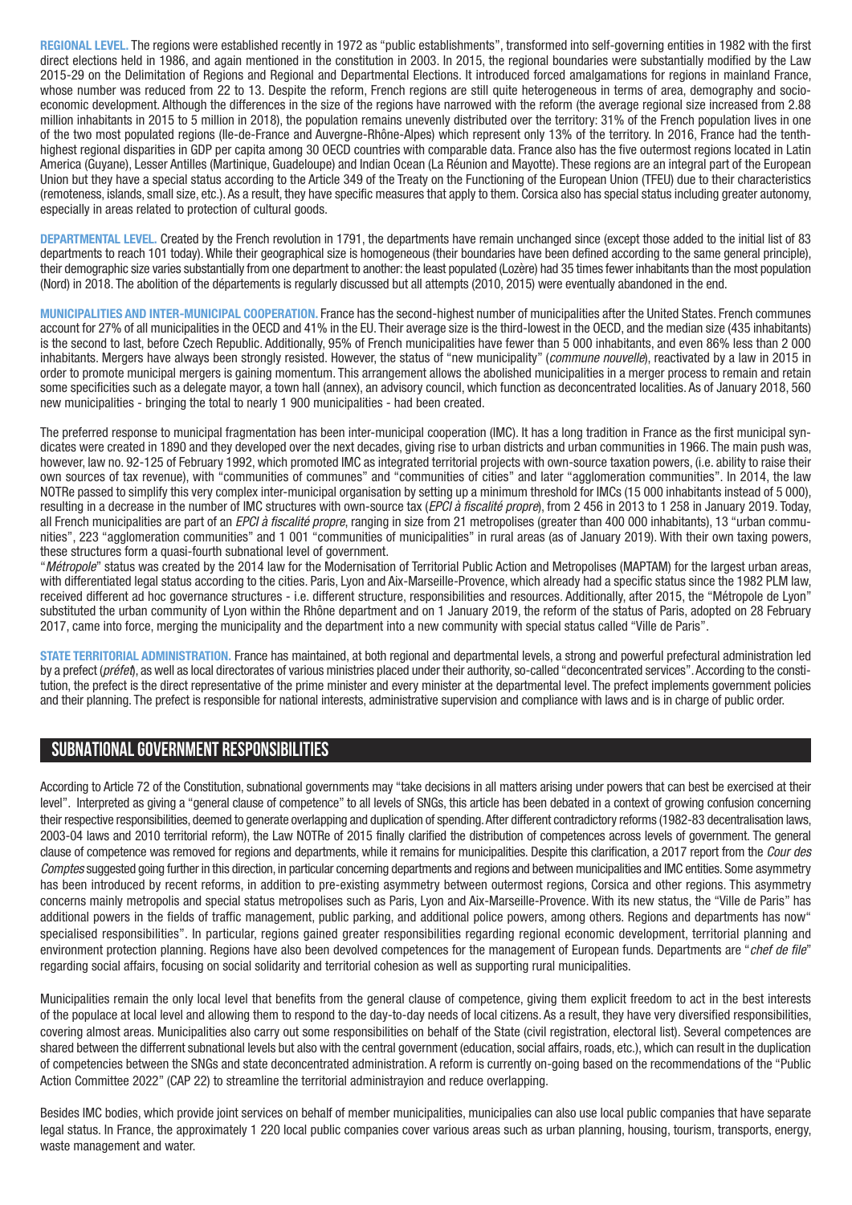**REGIONAL LEVEL.** The regions were established recently in 1972 as "public establishments", transformed into self-governing entities in 1982 with the first direct elections held in 1986, and again mentioned in the constitution in 2003. In 2015, the regional boundaries were substantially modified by the Law 2015-29 on the Delimitation of Regions and Regional and Departmental Elections. It introduced forced amalgamations for regions in mainland France, whose number was reduced from 22 to 13. Despite the reform, French regions are still quite heterogeneous in terms of area, demography and socio-economic development. Although the differences in the size of the regions have narrowed with the reform (the average regional size increased from 2.88 million inhabitants in 2015 to 5 million in 2018), the population remains unevenly distributed over the territory: 31% of the French population lives in one of the two most populated regions (Ile-de-France and Auvergne-Rhône-Alpes) which represent only 13% of the territory. In 2016, France had the tenth-highest regional disparities in GDP per capita among 30 OECD countries with comparable data. France also has the five outermost regions located in Latin America (Guyane), Lesser Antilles (Martinique, Guadeloupe) and Indian Ocean (La Réunion and Mayotte). These regions are an integral part of the European Union but they have a special status according to the Article 349 of the Treaty on the Functioning of the European Union (TFEU) due to their characteristics (remoteness, islands, small size, etc.). As a result, they have specific measures that apply to them. Corsica also has special status including greater autonomy, especially in areas related to protection of cultural goods.

**DEPARTMENTAL LEVEL.** Created by the French revolution in 1791, the departments have remain unchanged since (except those added to the initial list of 83 departments to reach 101 today). While their geographical size is homogeneous (their boundaries have been defined according to the same general principle), their demographic size varies substantially from one department to another: the least populated (Lozère) had 35 times fewer inhabitants than the most population (Nord) in 2018. The abolition of the départements is regularly discussed but all attempts (2010, 2015) were eventually abandoned in the end.

**MUNICIPALITIES AND INTER-MUNICIPAL COOPERATION.** France has the second-highest number of municipalities after the United States. French communes account for 27% of all municipalities in the OECD and 41% in the EU. Their average size is the third-lowest in the OECD, and the median size (435 inhabitants) is the second to last, before Czech Republic. Additionally, 95% of French municipalities have fewer than 5 000 inhabitants, and even 86% less than 2 000 inhabitants. Mergers have always been strongly resisted. However, the status of "new municipality" (*commune nouvelle*), reactivated by a law in 2015 in order to promote municipal mergers is gaining momentum. This arrangement allows the abolished municipalities in a merger process to remain and retain some specificities such as a delegate mayor, a town hall (annex), an advisory council, which function as deconcentrated localities. As of January 2018, 560 new municipalities - bringing the total to nearly 1 900 municipalities - had been created.

The preferred response to municipal fragmentation has been inter-municipal cooperation (IMC). It has a long tradition in France as the first municipal syndicates were created in 1890 and they developed over the next decades, giving rise to urban districts and urban communities in 1966. The main push was, however, law no. 92-125 of February 1992, which promoted IMC as integrated territorial projects with own-source taxation powers, (i.e. ability to raise their own sources of tax revenue), with "communities of communes" and "communities of cities" and later "agglomeration communities". In 2014, the law NOTRe passed to simplify this very complex inter-municipal organisation by setting up a minimum threshold for IMCs (15 000 inhabitants instead of 5 000), resulting in a decrease in the number of IMC structures with own-source tax (*EPCI à fiscalité propre*), from 2 456 in 2013 to 1 258 in January 2019. Today, all French municipalities are part of an *EPCI à fiscalité propre*, ranging in size from 21 metropolises (greater than 400 000 inhabitants), 13 "urban communities", 223 "agglomeration communities" and 1 001 "communities of municipalities" in rural areas (as of January 2019). With their own taxing powers, these structures form a quasi-fourth subnational level of government.

"*Métropole*" status was created by the 2014 law for the Modernisation of Territorial Public Action and Metropolises (MAPTAM) for the largest urban areas, with differentiated legal status according to the cities. Paris, Lyon and Aix-Marseille-Provence, which already had a specific status since the 1982 PLM law, received different ad hoc governance structures - i.e. different structure, responsibilities and resources. Additionally, after 2015, the "Métropole de Lyon" substituted the urban community of Lyon within the Rhône department and on 1 January 2019, the reform of the status of Paris, adopted on 28 February 2017, came into force, merging the municipality and the department into a new community with special status called "Ville de Paris".

**STATE TERRITORIAL ADMINISTRATION.** France has maintained, at both regional and departmental levels, a strong and powerful prefectural administration led by a prefect (*préfet*), as well as local directorates of various ministries placed under their authority, so-called "deconcentrated services". According to the constitution, the prefect is the direct representative of the prime minister and every minister at the departmental level. The prefect implements government policies and their planning. The prefect is responsible for national interests, administrative supervision and compliance with laws and is in charge of public order.

## SUBNATIONAL GOVERNMENT RESPONSIBILITIES

According to Article 72 of the Constitution, subnational governments may "take decisions in all matters arising under powers that can best be exercised at their level". Interpreted as giving a "general clause of competence" to all levels of SNGs, this article has been debated in a context of growing confusion concerning their respective responsibilities, deemed to generate overlapping and duplication of spending. After different contradictory reforms (1982-83 decentralisation laws, 2003-04 laws and 2010 territorial reform), the Law NOTRe of 2015 finally clarified the distribution of competences across levels of government. The general clause of competence was removed for regions and departments, while it remains for municipalities. Despite this clarification, a 2017 report from the *Cour des Comptes* suggested going further in this direction, in particular concerning departments and regions and between municipalities and IMC entities. Some asymmetry has been introduced by recent reforms, in addition to pre-existing asymmetry between outermost regions, Corsica and other regions. This asymmetry concerns mainly metropolis and special status metropolises such as Paris, Lyon and Aix-Marseille-Provence. With its new status, the "Ville de Paris" has additional powers in the fields of traffic management, public parking, and additional police powers, among others. Regions and departments has now "specialised responsibilities". In particular, regions gained greater responsibilities regarding regional economic development, territorial planning and environment protection planning. Regions have also been devolved competences for the management of European funds. Departments are "*chef de file*" regarding social affairs, focusing on social solidarity and territorial cohesion as well as supporting rural municipalities.

Municipalities remain the only local level that benefits from the general clause of competence, giving them explicit freedom to act in the best interests of the populace at local level and allowing them to respond to the day-to-day needs of local citizens. As a result, they have very diversified responsibilities, covering almost areas. Municipalities also carry out some responsibilities on behalf of the State (civil registration, electoral list). Several competences are shared between the differrent subnational levels but also with the central government (education, social affairs, roads, etc.), which can result in the duplication of competencies between the SNGs and state deconcentrated administration. A reform is currently on-going based on the recommendations of the "Public Action Committee 2022" (CAP 22) to streamline the territorial administrayion and reduce overlapping.

Besides IMC bodies, which provide joint services on behalf of member municipalities, municipalies can also use local public companies that have separate legal status. In France, the approximately 1 220 local public companies cover various areas such as urban planning, housing, tourism, transports, energy, waste management and water.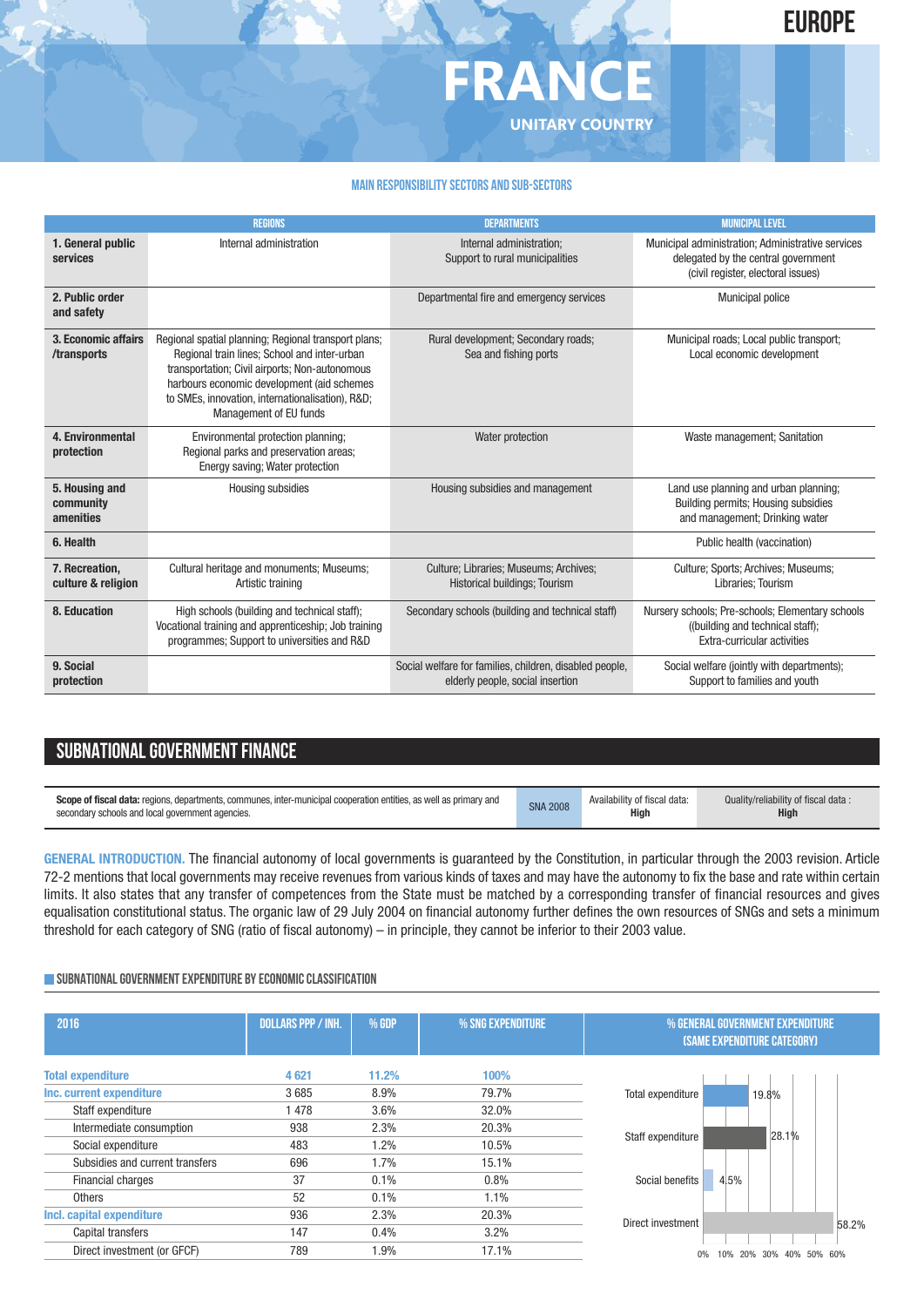# FRANCE

**UNITARY COUNTRY**

EUROPE

### MAIN RESPONSIBILITY SECTORS AND SUB-SECTORS

| | REGIONS | DEPARTMENTS | MUNICIPAL LEVEL |
|---|---|---|---|
| **1. General public services** | Internal administration | Internal administration; Support to rural municipalities | Municipal administration; Administrative services delegated by the central government (civil register, electoral issues) |
| **2. Public order and safety** | | Departmental fire and emergency services | Municipal police |
| **3. Economic affairs /transports** | Regional spatial planning; Regional transport plans; Regional train lines; School and inter-urban transportation; Civil airports; Non-autonomous harbours economic development (aid schemes to SMEs, innovation, internationalisation), R&D; Management of EU funds | Rural development; Secondary roads; Sea and fishing ports | Municipal roads; Local public transport; Local economic development |
| **4. Environmental protection** | Environmental protection planning; Regional parks and preservation areas; Energy saving; Water protection | Water protection | Waste management; Sanitation |
| **5. Housing and community amenities** | Housing subsidies | Housing subsidies and management | Land use planning and urban planning; Building permits; Housing subsidies and management; Drinking water |
| **6. Health** | | | Public health (vaccination) |
| **7. Recreation, culture & religion** | Cultural heritage and monuments; Museums; Artistic training | Culture; Libraries; Museums; Archives; Historical buildings; Tourism | Culture; Sports; Archives; Museums; Libraries; Tourism |
| **8. Education** | High schools (building and technical staff); Vocational training and apprenticeship; Job training programmes; Support to universities and R&D | Secondary schools (building and technical staff) | Nursery schools; Pre-schools; Elementary schools ((building and technical staff); Extra-curricular activities |
| **9. Social protection** | | Social welfare for families, children, disabled people, elderly people, social insertion | Social welfare (jointly with departments); Support to families and youth |

## SUBNATIONAL GOVERNMENT FINANCE

| **Scope of fiscal data:** regions, departments, communes, inter-municipal cooperation entities, as well as primary and secondary schools and local government agencies. | SNA 2008 | Availability of fiscal data: **High** | Quality/reliability of fiscal data : **High** |
|---|---|---|---|

**GENERAL INTRODUCTION.** The financial autonomy of local governments is guaranteed by the Constitution, in particular through the 2003 revision. Article 72-2 mentions that local governments may receive revenues from various kinds of taxes and may have the autonomy to fix the base and rate within certain limits. It also states that any transfer of competences from the State must be matched by a corresponding transfer of financial resources and gives equalisation constitutional status. The organic law of 29 July 2004 on financial autonomy further defines the own resources of SNGs and sets a minimum threshold for each category of SNG (ratio of fiscal autonomy) – in principle, they cannot be inferior to their 2003 value.

### SUBNATIONAL GOVERNMENT EXPENDITURE BY ECONOMIC CLASSIFICATION

| 2016 | DOLLARS PPP / INH. | % GDP | % SNG EXPENDITURE |
|---|---|---|---|
| **Total expenditure** | **4 621** | **11.2%** | **100%** |
| **Inc. current expenditure** | 3 685 | 8.9% | 79.7% |
| Staff expenditure | 1 478 | 3.6% | 32.0% |
| Intermediate consumption | 938 | 2.3% | 20.3% |
| Social expenditure | 483 | 1.2% | 10.5% |
| Subsidies and current transfers | 696 | 1.7% | 15.1% |
| Financial charges | 37 | 0.1% | 0.8% |
| Others | 52 | 0.1% | 1.1% |
| **Incl. capital expenditure** | 936 | 2.3% | 20.3% |
| Capital transfers | 147 | 0.4% | 3.2% |
| Direct investment (or GFCF) | 789 | 1.9% | 17.1% |

**% GENERAL GOVERNMENT EXPENDITURE (SAME EXPENDITURE CATEGORY)**

| Category | % |
|---|---|
| Total expenditure | 19.8% |
| Staff expenditure | 28.1% |
| Social benefits | 4.5% |
| Direct investment | 58.2% |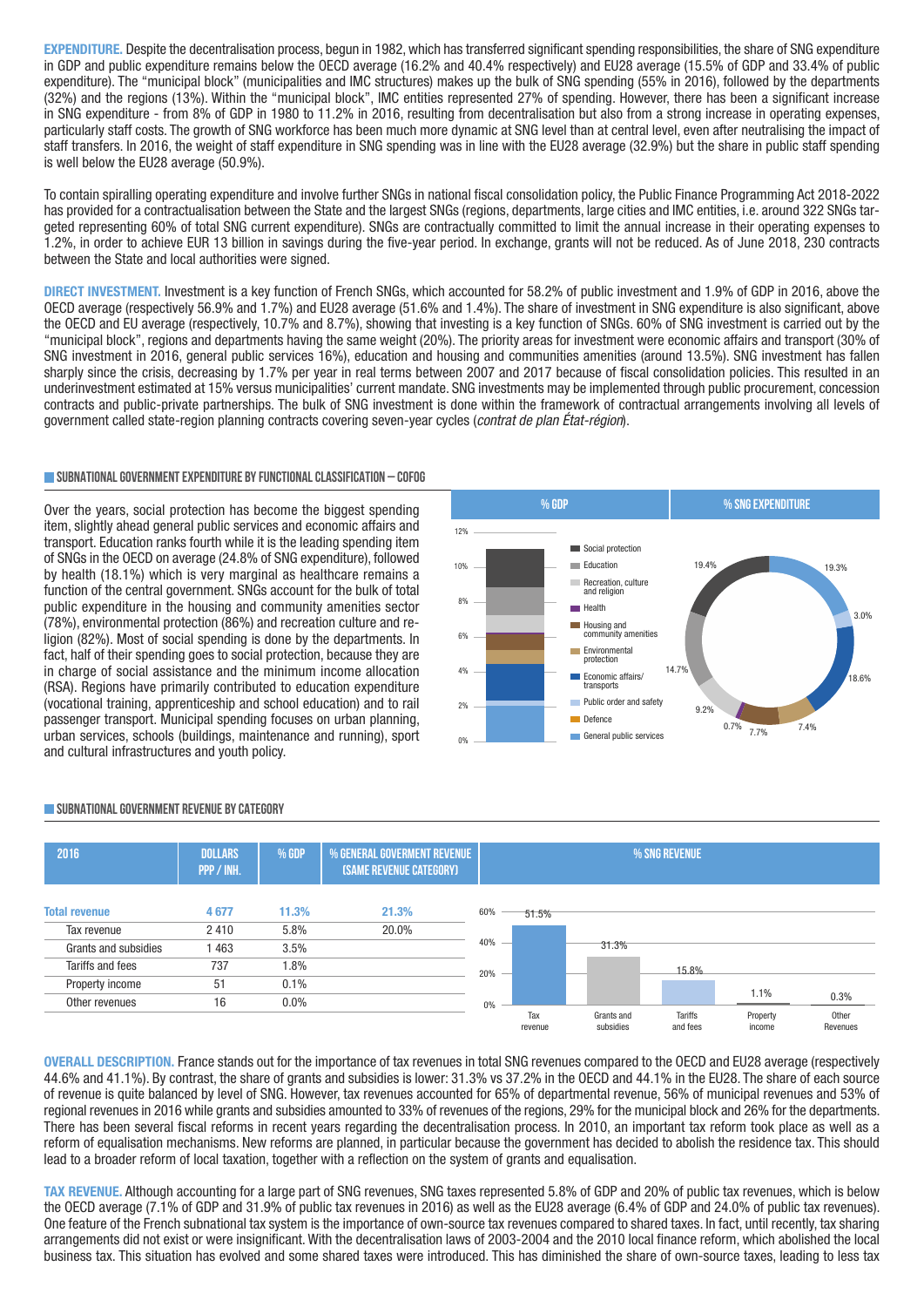**EXPENDITURE.** Despite the decentralisation process, begun in 1982, which has transferred significant spending responsibilities, the share of SNG expenditure in GDP and public expenditure remains below the OECD average (16.2% and 40.4% respectively) and EU28 average (15.5% of GDP and 33.4% of public expenditure). The "municipal block" (municipalities and IMC structures) makes up the bulk of SNG spending (55% in 2016), followed by the departments (32%) and the regions (13%). Within the "municipal block", IMC entities represented 27% of spending. However, there has been a significant increase in SNG expenditure - from 8% of GDP in 1980 to 11.2% in 2016, resulting from decentralisation but also from a strong increase in operating expenses, particularly staff costs. The growth of SNG workforce has been much more dynamic at SNG level than at central level, even after neutralising the impact of staff transfers. In 2016, the weight of staff expenditure in SNG spending was in line with the EU28 average (32.9%) but the share in public staff spending is well below the EU28 average (50.9%).

To contain spiralling operating expenditure and involve further SNGs in national fiscal consolidation policy, the Public Finance Programming Act 2018-2022 has provided for a contractualisation between the State and the largest SNGs (regions, departments, large cities and IMC entities, i.e. around 322 SNGs targeted representing 60% of total SNG current expenditure). SNGs are contractually committed to limit the annual increase in their operating expenses to 1.2%, in order to achieve EUR 13 billion in savings during the five-year period. In exchange, grants will not be reduced. As of June 2018, 230 contracts between the State and local authorities were signed.

**DIRECT INVESTMENT.** Investment is a key function of French SNGs, which accounted for 58.2% of public investment and 1.9% of GDP in 2016, above the OECD average (respectively 56.9% and 1.7%) and EU28 average (51.6% and 1.4%). The share of investment in SNG expenditure is also significant, above the OECD and EU average (respectively, 10.7% and 8.7%), showing that investing is a key function of SNGs. 60% of SNG investment is carried out by the "municipal block", regions and departments having the same weight (20%). The priority areas for investment were economic affairs and transport (30% of SNG investment in 2016, general public services 16%), education and housing and communities amenities (around 13.5%). SNG investment has fallen sharply since the crisis, decreasing by 1.7% per year in real terms between 2007 and 2017 because of fiscal consolidation policies. This resulted in an underinvestment estimated at 15% versus municipalities' current mandate. SNG investments may be implemented through public procurement, concession contracts and public-private partnerships. The bulk of SNG investment is done within the framework of contractual arrangements involving all levels of government called state-region planning contracts covering seven-year cycles (*contrat de plan État-région*).

## SUBNATIONAL GOVERNMENT EXPENDITURE BY FUNCTIONAL CLASSIFICATION – COFOG

Over the years, social protection has become the biggest spending item, slightly ahead general public services and economic affairs and transport. Education ranks fourth while it is the leading spending item of SNGs in the OECD on average (24.8% of SNG expenditure), followed by health (18.1%) which is very marginal as healthcare remains a function of the central government. SNGs account for the bulk of total public expenditure in the housing and community amenities sector (78%), environmental protection (86%) and recreation culture and religion (82%). Most of social spending is done by the departments. In fact, half of their spending goes to social protection, because they are in charge of social assistance and the minimum income allocation (RSA). Regions have primarily contributed to education expenditure (vocational training, apprenticeship and school education) and to rail passenger transport. Municipal spending focuses on urban planning, urban services, schools (buildings, maintenance and running), sport and cultural infrastructures and youth policy.

| Function | % SNG expenditure |
|---|---|
| Social protection | 19.4% |
| Education | 14.7% |
| Recreation, culture and religion | 9.2% |
| Health | 0.7% |
| Housing and community amenities | 7.7% |
| Environmental protection | 7.4% |
| Economic affairs/transports | 18.6% |
| Public order and safety | 3.0% |
| Defence | |
| General public services | 19.3% |

## SUBNATIONAL GOVERNMENT REVENUE BY CATEGORY

| 2016 | DOLLARS PPP / INH. | % GDP | % GENERAL GOVERMENT REVENUE (SAME REVENUE CATEGORY) | % SNG REVENUE |
|---|---|---|---|---|
| **Total revenue** | **4 677** | **11.3%** | **21.3%** | |
| Tax revenue | 2 410 | 5.8% | 20.0% | 51.5% |
| Grants and subsidies | 1 463 | 3.5% | | 31.3% |
| Tariffs and fees | 737 | 1.8% | | 15.8% |
| Property income | 51 | 0.1% | | 1.1% |
| Other revenues | 16 | 0.0% | | 0.3% |

**OVERALL DESCRIPTION.** France stands out for the importance of tax revenues in total SNG revenues compared to the OECD and EU28 average (respectively 44.6% and 41.1%). By contrast, the share of grants and subsidies is lower: 31.3% vs 37.2% in the OECD and 44.1% in the EU28. The share of each source of revenue is quite balanced by level of SNG. However, tax revenues accounted for 65% of departmental revenue, 56% of municipal revenues and 53% of regional revenues in 2016 while grants and subsidies amounted to 33% of revenues of the regions, 29% for the municipal block and 26% for the departments. There has been several fiscal reforms in recent years regarding the decentralisation process. In 2010, an important tax reform took place as well as a reform of equalisation mechanisms. New reforms are planned, in particular because the government has decided to abolish the residence tax. This should lead to a broader reform of local taxation, together with a reflection on the system of grants and equalisation.

**TAX REVENUE.** Although accounting for a large part of SNG revenues, SNG taxes represented 5.8% of GDP and 20% of public tax revenues, which is below the OECD average (7.1% of GDP and 31.9% of public tax revenues in 2016) as well as the EU28 average (6.4% of GDP and 24.0% of public tax revenues). One feature of the French subnational tax system is the importance of own-source tax revenues compared to shared taxes. In fact, until recently, tax sharing arrangements did not exist or were insignificant. With the decentralisation laws of 2003-2004 and the 2010 local finance reform, which abolished the local business tax. This situation has evolved and some shared taxes were introduced. This has diminished the share of own-source taxes, leading to less tax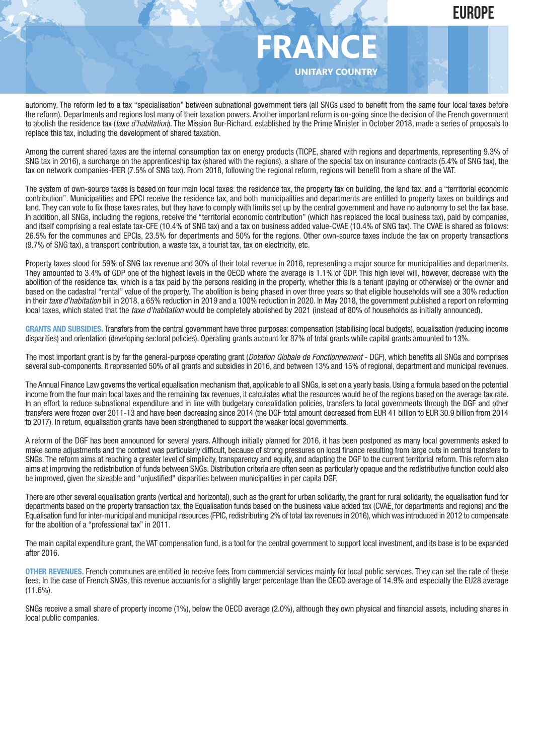autonomy. The reform led to a tax "specialisation" between subnational government tiers (all SNGs used to benefit from the same four local taxes before the reform). Departments and regions lost many of their taxation powers. Another important reform is on-going since the decision of the French government to abolish the residence tax (*taxe d'habitation*). The Mission Bur-Richard, established by the Prime Minister in October 2018, made a series of proposals to replace this tax, including the development of shared taxation.

Among the current shared taxes are the internal consumption tax on energy products (TICPE, shared with regions and departments, representing 9.3% of SNG tax in 2016), a surcharge on the apprenticeship tax (shared with the regions), a share of the special tax on insurance contracts (5.4% of SNG tax), the tax on network companies-IFER (7.5% of SNG tax). From 2018, following the regional reform, regions will benefit from a share of the VAT.

The system of own-source taxes is based on four main local taxes: the residence tax, the property tax on building, the land tax, and a "territorial economic contribution". Municipalities and EPCI receive the residence tax, and both municipalities and departments are entitled to property taxes on buildings and land. They can vote to fix those taxes rates, but they have to comply with limits set up by the central government and have no autonomy to set the tax base. In addition, all SNGs, including the regions, receive the "territorial economic contribution" (which has replaced the local business tax), paid by companies, and itself comprising a real estate tax-CFE (10.4% of SNG tax) and a tax on business added value-CVAE (10.4% of SNG tax). The CVAE is shared as follows: 26.5% for the communes and EPCIs, 23.5% for departments and 50% for the regions. Other own-source taxes include the tax on property transactions (9.7% of SNG tax), a transport contribution, a waste tax, a tourist tax, tax on electricity, etc.

Property taxes stood for 59% of SNG tax revenue and 30% of their total revenue in 2016, representing a major source for municipalities and departments. They amounted to 3.4% of GDP one of the highest levels in the OECD where the average is 1.1% of GDP. This high level will, however, decrease with the abolition of the residence tax, which is a tax paid by the persons residing in the property, whether this is a tenant (paying or otherwise) or the owner and based on the cadastral "rental" value of the property. The abolition is being phased in over three years so that eligible households will see a 30% reduction in their *taxe d'habitation* bill in 2018, a 65% reduction in 2019 and a 100% reduction in 2020. In May 2018, the government published a report on reforming local taxes, which stated that the *taxe d'habitation* would be completely abolished by 2021 (instead of 80% of households as initially announced).

**GRANTS AND SUBSIDIES.** Transfers from the central government have three purposes: compensation (stabilising local budgets), equalisation (reducing income disparities) and orientation (developing sectoral policies). Operating grants account for 87% of total grants while capital grants amounted to 13%.

The most important grant is by far the general-purpose operating grant (*Dotation Globale de Fonctionnement* - DGF), which benefits all SNGs and comprises several sub-components. It represented 50% of all grants and subsidies in 2016, and between 13% and 15% of regional, department and municipal revenues.

The Annual Finance Law governs the vertical equalisation mechanism that, applicable to all SNGs, is set on a yearly basis. Using a formula based on the potential income from the four main local taxes and the remaining tax revenues, it calculates what the resources would be of the regions based on the average tax rate. In an effort to reduce subnational expenditure and in line with budgetary consolidation policies, transfers to local governments through the DGF and other transfers were frozen over 2011-13 and have been decreasing since 2014 (the DGF total amount decreased from EUR 41 billion to EUR 30.9 billion from 2014 to 2017). In return, equalisation grants have been strengthened to support the weaker local governments.

A reform of the DGF has been announced for several years. Although initially planned for 2016, it has been postponed as many local governments asked to make some adjustments and the context was particularly difficult, because of strong pressures on local finance resulting from large cuts in central transfers to SNGs. The reform aims at reaching a greater level of simplicity, transparency and equity, and adapting the DGF to the current territorial reform. This reform also aims at improving the redistribution of funds between SNGs. Distribution criteria are often seen as particularly opaque and the redistributive function could also be improved, given the sizeable and "unjustified" disparities between municipalities in per capita DGF.

There are other several equalisation grants (vertical and horizontal), such as the grant for urban solidarity, the grant for rural solidarity, the equalisation fund for departments based on the property transaction tax, the Equalisation funds based on the business value added tax (CVAE, for departments and regions) and the Equalisation fund for inter-municipal and municipal resources (FPIC, redistributing 2% of total tax revenues in 2016), which was introduced in 2012 to compensate for the abolition of a "professional tax" in 2011.

The main capital expenditure grant, the VAT compensation fund, is a tool for the central government to support local investment, and its base is to be expanded after 2016.

**OTHER REVENUES.** French communes are entitled to receive fees from commercial services mainly for local public services. They can set the rate of these fees. In the case of French SNGs, this revenue accounts for a slightly larger percentage than the OECD average of 14.9% and especially the EU28 average (11.6%).

SNGs receive a small share of property income (1%), below the OECD average (2.0%), although they own physical and financial assets, including shares in local public companies.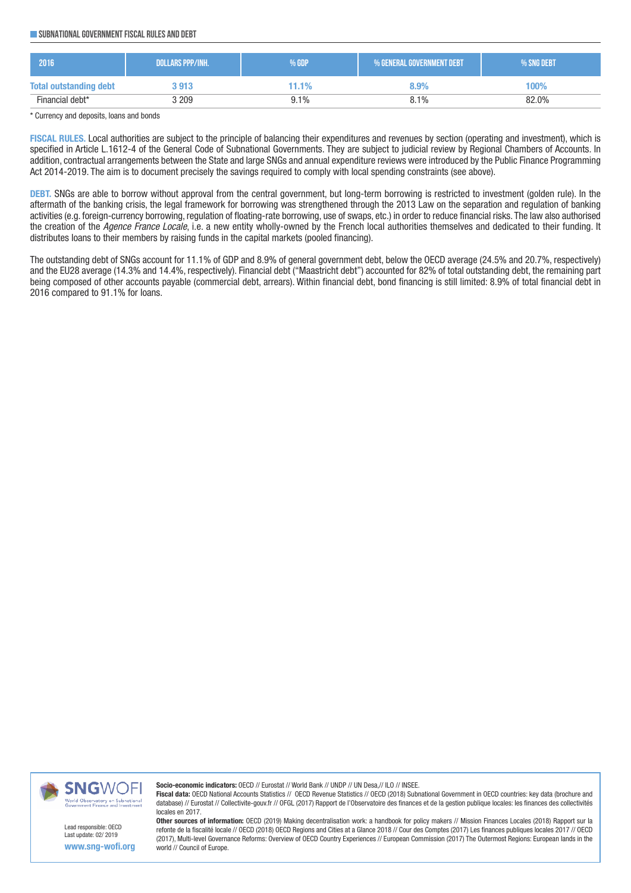## SUBNATIONAL GOVERNMENT FISCAL RULES AND DEBT

| 2016 | DOLLARS PPP/INH. | % GDP | % GENERAL GOVERNMENT DEBT | % SNG DEBT |
|---|---|---|---|---|
| **Total outstanding debt** | **3 913** | **11.1%** | **8.9%** | **100%** |
| Financial debt* | 3 209 | 9.1% | 8.1% | 82.0% |

\* Currency and deposits, loans and bonds

**FISCAL RULES.** Local authorities are subject to the principle of balancing their expenditures and revenues by section (operating and investment), which is specified in Article L.1612-4 of the General Code of Subnational Governments. They are subject to judicial review by Regional Chambers of Accounts. In addition, contractual arrangements between the State and large SNGs and annual expenditure reviews were introduced by the Public Finance Programming Act 2014-2019. The aim is to document precisely the savings required to comply with local spending constraints (see above).

**DEBT.** SNGs are able to borrow without approval from the central government, but long-term borrowing is restricted to investment (golden rule). In the aftermath of the banking crisis, the legal framework for borrowing was strengthened through the 2013 Law on the separation and regulation of banking activities (e.g. foreign-currency borrowing, regulation of floating-rate borrowing, use of swaps, etc.) in order to reduce financial risks. The law also authorised the creation of the *Agence France Locale*, i.e. a new entity wholly-owned by the French local authorities themselves and dedicated to their funding. It distributes loans to their members by raising funds in the capital markets (pooled financing).

The outstanding debt of SNGs account for 11.1% of GDP and 8.9% of general government debt, below the OECD average (24.5% and 20.7%, respectively) and the EU28 average (14.3% and 14.4%, respectively). Financial debt ("Maastricht debt") accounted for 82% of total outstanding debt, the remaining part being composed of other accounts payable (commercial debt, arrears). Within financial debt, bond financing is still limited: 8.9% of total financial debt in 2016 compared to 91.1% for loans.

SNGWOFI
World Observatory on Subnational Government Finance and Investment

Lead responsible: OECD
Last update: 02/ 2019
www.sng-wofi.org

**Socio-economic indicators:** OECD // Eurostat // World Bank // UNDP // UN Desa,// ILO // INSEE.
**Fiscal data:** OECD National Accounts Statistics // OECD Revenue Statistics // OECD (2018) Subnational Government in OECD countries: key data (brochure and database) // Eurostat // Collectivite-gouv.fr // OFGL (2017) Rapport de l'Observatoire des finances et de la gestion publique locales: les finances des collectivités locales en 2017.
**Other sources of information:** OECD (2019) Making decentralisation work: a handbook for policy makers // Mission Finances Locales (2018) Rapport sur la refonte de la fiscalité locale // OECD (2018) OECD Regions and Cities at a Glance 2018 // Cour des Comptes (2017) Les finances publiques locales 2017 // OECD (2017), Multi-level Governance Reforms: Overview of OECD Country Experiences // European Commission (2017) The Outermost Regions: European lands in the world // Council of Europe.